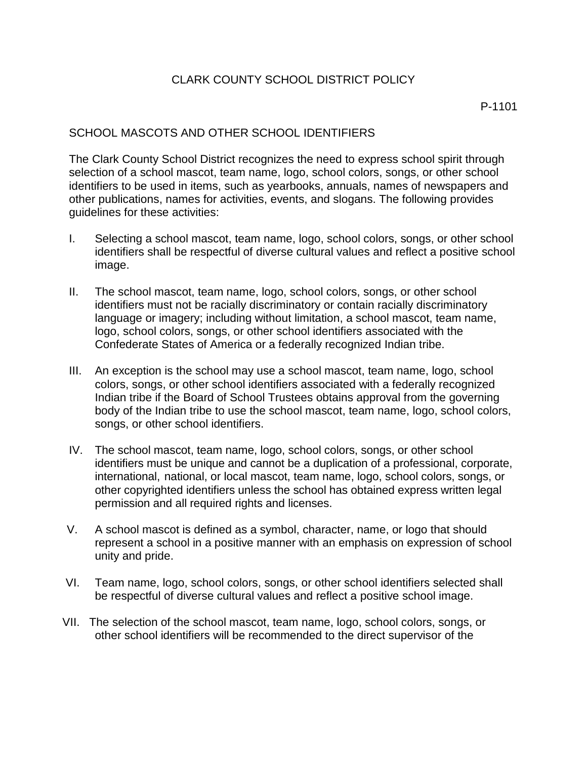# CLARK COUNTY SCHOOL DISTRICT POLICY

P-1101

## SCHOOL MASCOTS AND OTHER SCHOOL IDENTIFIERS

The Clark County School District recognizes the need to express school spirit through selection of a school mascot, team name, logo, school colors, songs, or other school identifiers to be used in items, such as yearbooks, annuals, names of newspapers and other publications, names for activities, events, and slogans. The following provides guidelines for these activities:

I. Selecting a school mascot, team name, logo, school colors, songs, or other school identifiers shall be respectful of diverse cultural values and reflect a positive school image.

II. The school mascot, team name, logo, school colors, songs, or other school identifiers must not be racially discriminatory or contain racially discriminatory language or imagery; including without limitation, a school mascot, team name, logo, school colors, songs, or other school identifiers associated with the Confederate States of America or a federally recognized Indian tribe.

III. An exception is the school may use a school mascot, team name, logo, school colors, songs, or other school identifiers associated with a federally recognized Indian tribe if the Board of School Trustees obtains approval from the governing body of the Indian tribe to use the school mascot, team name, logo, school colors, songs, or other school identifiers.

IV. The school mascot, team name, logo, school colors, songs, or other school identifiers must be unique and cannot be a duplication of a professional, corporate, international, national, or local mascot, team name, logo, school colors, songs, or other copyrighted identifiers unless the school has obtained express written legal permission and all required rights and licenses.

V. A school mascot is defined as a symbol, character, name, or logo that should represent a school in a positive manner with an emphasis on expression of school unity and pride.

VI. Team name, logo, school colors, songs, or other school identifiers selected shall be respectful of diverse cultural values and reflect a positive school image.

VII. The selection of the school mascot, team name, logo, school colors, songs, or other school identifiers will be recommended to the direct supervisor of the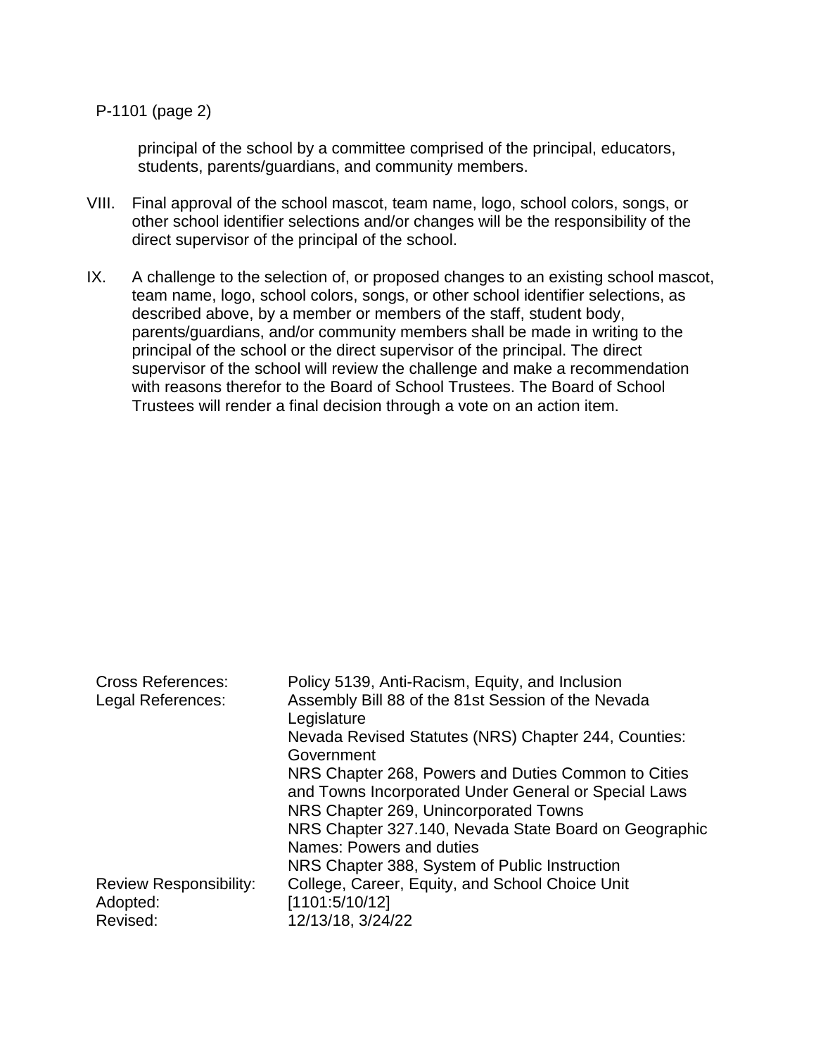principal of the school by a committee comprised of the principal, educators, students, parents/guardians, and community members.

VIII. Final approval of the school mascot, team name, logo, school colors, songs, or other school identifier selections and/or changes will be the responsibility of the direct supervisor of the principal of the school.

IX. A challenge to the selection of, or proposed changes to an existing school mascot, team name, logo, school colors, songs, or other school identifier selections, as described above, by a member or members of the staff, student body, parents/guardians, and/or community members shall be made in writing to the principal of the school or the direct supervisor of the principal. The direct supervisor of the school will review the challenge and make a recommendation with reasons therefor to the Board of School Trustees. The Board of School Trustees will render a final decision through a vote on an action item.

| | |
|---|---|
| Cross References: | Policy 5139, Anti-Racism, Equity, and Inclusion |
| Legal References: | Assembly Bill 88 of the 81st Session of the Nevada Legislature<br>Nevada Revised Statutes (NRS) Chapter 244, Counties: Government<br>NRS Chapter 268, Powers and Duties Common to Cities and Towns Incorporated Under General or Special Laws<br>NRS Chapter 269, Unincorporated Towns<br>NRS Chapter 327.140, Nevada State Board on Geographic Names: Powers and duties<br>NRS Chapter 388, System of Public Instruction |
| Review Responsibility: | College, Career, Equity, and School Choice Unit |
| Adopted: | [1101:5/10/12] |
| Revised: | 12/13/18, 3/24/22 |